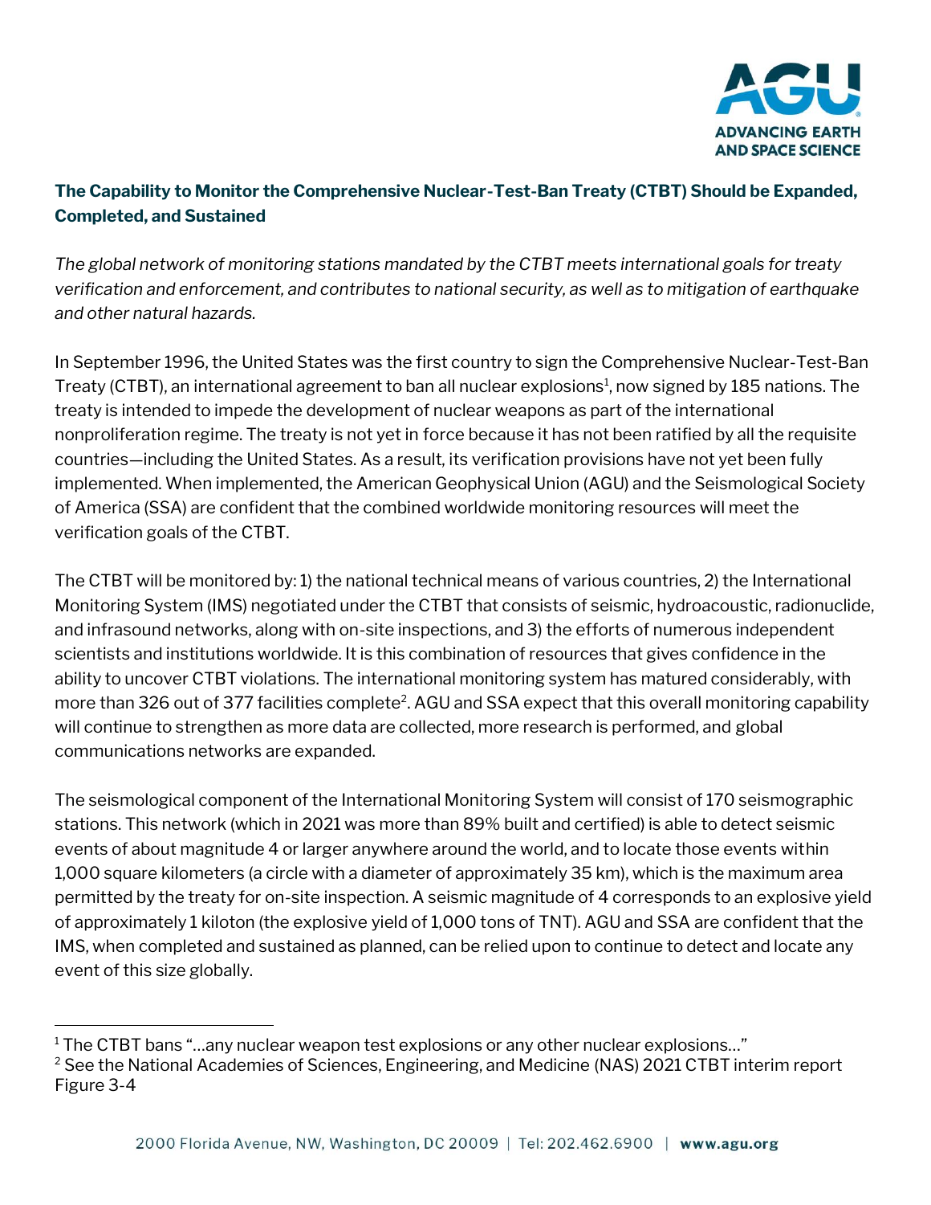**The Capability to Monitor the Comprehensive Nuclear-Test-Ban Treaty (CTBT) Should be Expanded, Completed, and Sustained**

*The global network of monitoring stations mandated by the CTBT meets international goals for treaty verification and enforcement, and contributes to national security, as well as to mitigation of earthquake and other natural hazards.*

In September 1996, the United States was the first country to sign the Comprehensive Nuclear-Test-Ban Treaty (CTBT), an international agreement to ban all nuclear explosions[1], now signed by 185 nations. The treaty is intended to impede the development of nuclear weapons as part of the international nonproliferation regime. The treaty is not yet in force because it has not been ratified by all the requisite countries—including the United States. As a result, its verification provisions have not yet been fully implemented. When implemented, the American Geophysical Union (AGU) and the Seismological Society of America (SSA) are confident that the combined worldwide monitoring resources will meet the verification goals of the CTBT.

The CTBT will be monitored by: 1) the national technical means of various countries, 2) the International Monitoring System (IMS) negotiated under the CTBT that consists of seismic, hydroacoustic, radionuclide, and infrasound networks, along with on-site inspections, and 3) the efforts of numerous independent scientists and institutions worldwide. It is this combination of resources that gives confidence in the ability to uncover CTBT violations. The international monitoring system has matured considerably, with more than 326 out of 377 facilities complete[2]. AGU and SSA expect that this overall monitoring capability will continue to strengthen as more data are collected, more research is performed, and global communications networks are expanded.

The seismological component of the International Monitoring System will consist of 170 seismographic stations. This network (which in 2021 was more than 89% built and certified) is able to detect seismic events of about magnitude 4 or larger anywhere around the world, and to locate those events within 1,000 square kilometers (a circle with a diameter of approximately 35 km), which is the maximum area permitted by the treaty for on-site inspection. A seismic magnitude of 4 corresponds to an explosive yield of approximately 1 kiloton (the explosive yield of 1,000 tons of TNT). AGU and SSA are confident that the IMS, when completed and sustained as planned, can be relied upon to continue to detect and locate any event of this size globally.

---

[1] The CTBT bans "…any nuclear weapon test explosions or any other nuclear explosions…"

[2] See the National Academies of Sciences, Engineering, and Medicine (NAS) 2021 CTBT interim report Figure 3-4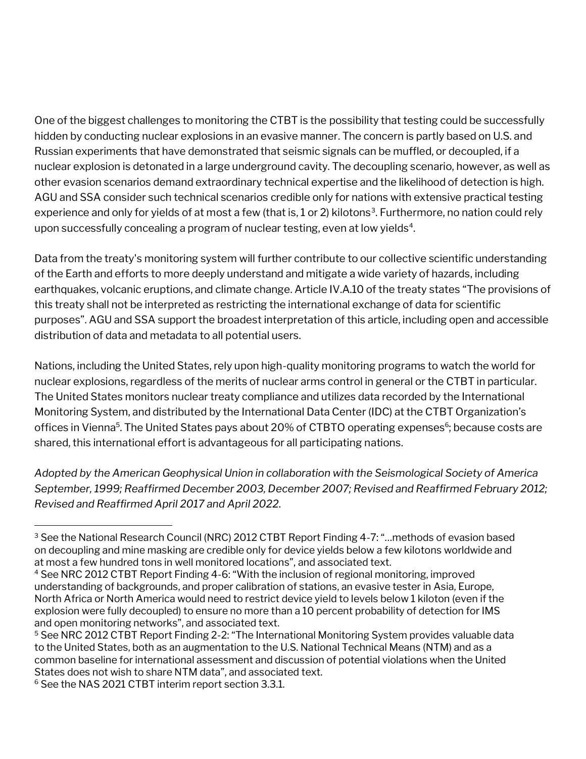One of the biggest challenges to monitoring the CTBT is the possibility that testing could be successfully hidden by conducting nuclear explosions in an evasive manner. The concern is partly based on U.S. and Russian experiments that have demonstrated that seismic signals can be muffled, or decoupled, if a nuclear explosion is detonated in a large underground cavity. The decoupling scenario, however, as well as other evasion scenarios demand extraordinary technical expertise and the likelihood of detection is high. AGU and SSA consider such technical scenarios credible only for nations with extensive practical testing experience and only for yields of at most a few (that is, 1 or 2) kilotons[3]. Furthermore, no nation could rely upon successfully concealing a program of nuclear testing, even at low yields[4].

Data from the treaty's monitoring system will further contribute to our collective scientific understanding of the Earth and efforts to more deeply understand and mitigate a wide variety of hazards, including earthquakes, volcanic eruptions, and climate change. Article IV.A.10 of the treaty states "The provisions of this treaty shall not be interpreted as restricting the international exchange of data for scientific purposes". AGU and SSA support the broadest interpretation of this article, including open and accessible distribution of data and metadata to all potential users.

Nations, including the United States, rely upon high-quality monitoring programs to watch the world for nuclear explosions, regardless of the merits of nuclear arms control in general or the CTBT in particular. The United States monitors nuclear treaty compliance and utilizes data recorded by the International Monitoring System, and distributed by the International Data Center (IDC) at the CTBT Organization's offices in Vienna[5]. The United States pays about 20% of CTBTO operating expenses[6]; because costs are shared, this international effort is advantageous for all participating nations.

*Adopted by the American Geophysical Union in collaboration with the Seismological Society of America September, 1999; Reaffirmed December 2003, December 2007; Revised and Reaffirmed February 2012; Revised and Reaffirmed April 2017 and April 2022.*

---

[3] See the National Research Council (NRC) 2012 CTBT Report Finding 4-7: "…methods of evasion based on decoupling and mine masking are credible only for device yields below a few kilotons worldwide and at most a few hundred tons in well monitored locations", and associated text.

[4] See NRC 2012 CTBT Report Finding 4-6: "With the inclusion of regional monitoring, improved understanding of backgrounds, and proper calibration of stations, an evasive tester in Asia, Europe, North Africa or North America would need to restrict device yield to levels below 1 kiloton (even if the explosion were fully decoupled) to ensure no more than a 10 percent probability of detection for IMS and open monitoring networks", and associated text.

[5] See NRC 2012 CTBT Report Finding 2-2: "The International Monitoring System provides valuable data to the United States, both as an augmentation to the U.S. National Technical Means (NTM) and as a common baseline for international assessment and discussion of potential violations when the United States does not wish to share NTM data", and associated text.

[6] See the NAS 2021 CTBT interim report section 3.3.1.